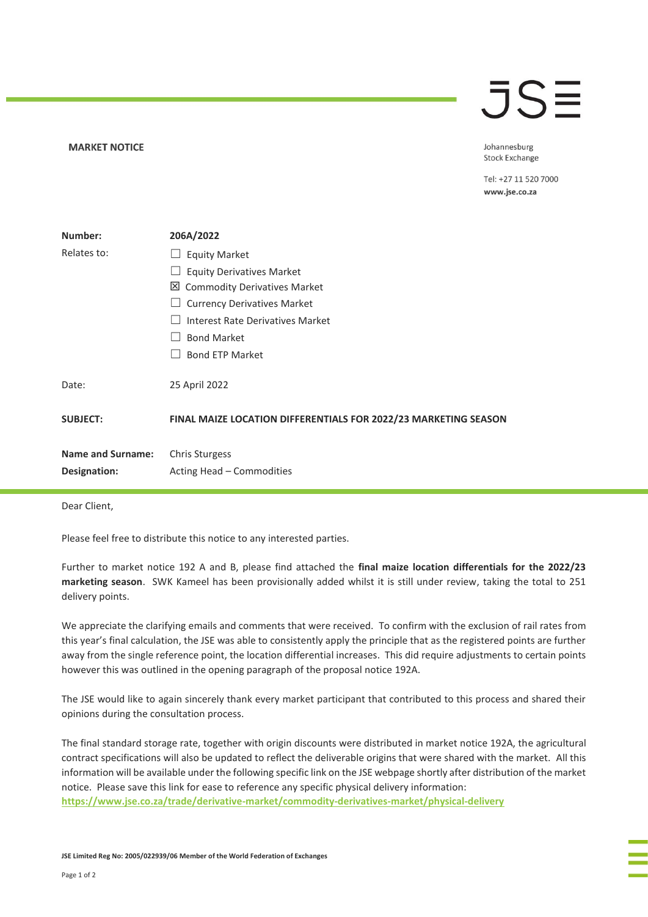**MARKET NOTICE**

Johannesburg
Stock Exchange

Tel: +27 11 520 7000
**www.jse.co.za**

| | |
|---|---|
| **Number:** | **206A/2022** |
| Relates to: | ☐ Equity Market<br>☐ Equity Derivatives Market<br>☒ Commodity Derivatives Market<br>☐ Currency Derivatives Market<br>☐ Interest Rate Derivatives Market<br>☐ Bond Market<br>☐ Bond ETP Market |
| Date: | 25 April 2022 |
| **SUBJECT:** | **FINAL MAIZE LOCATION DIFFERENTIALS FOR 2022/23 MARKETING SEASON** |
| **Name and Surname:** | Chris Sturgess |
| **Designation:** | Acting Head – Commodities |

Dear Client,

Please feel free to distribute this notice to any interested parties.

Further to market notice 192 A and B, please find attached the **final maize location differentials for the 2022/23 marketing season**. SWK Kameel has been provisionally added whilst it is still under review, taking the total to 251 delivery points.

We appreciate the clarifying emails and comments that were received. To confirm with the exclusion of rail rates from this year's final calculation, the JSE was able to consistently apply the principle that as the registered points are further away from the single reference point, the location differential increases. This did require adjustments to certain points however this was outlined in the opening paragraph of the proposal notice 192A.

The JSE would like to again sincerely thank every market participant that contributed to this process and shared their opinions during the consultation process.

The final standard storage rate, together with origin discounts were distributed in market notice 192A, the agricultural contract specifications will also be updated to reflect the deliverable origins that were shared with the market. All this information will be available under the following specific link on the JSE webpage shortly after distribution of the market notice. Please save this link for ease to reference any specific physical delivery information:
**https://www.jse.co.za/trade/derivative-market/commodity-derivatives-market/physical-delivery**

**JSE Limited Reg No: 2005/022939/06 Member of the World Federation of Exchanges**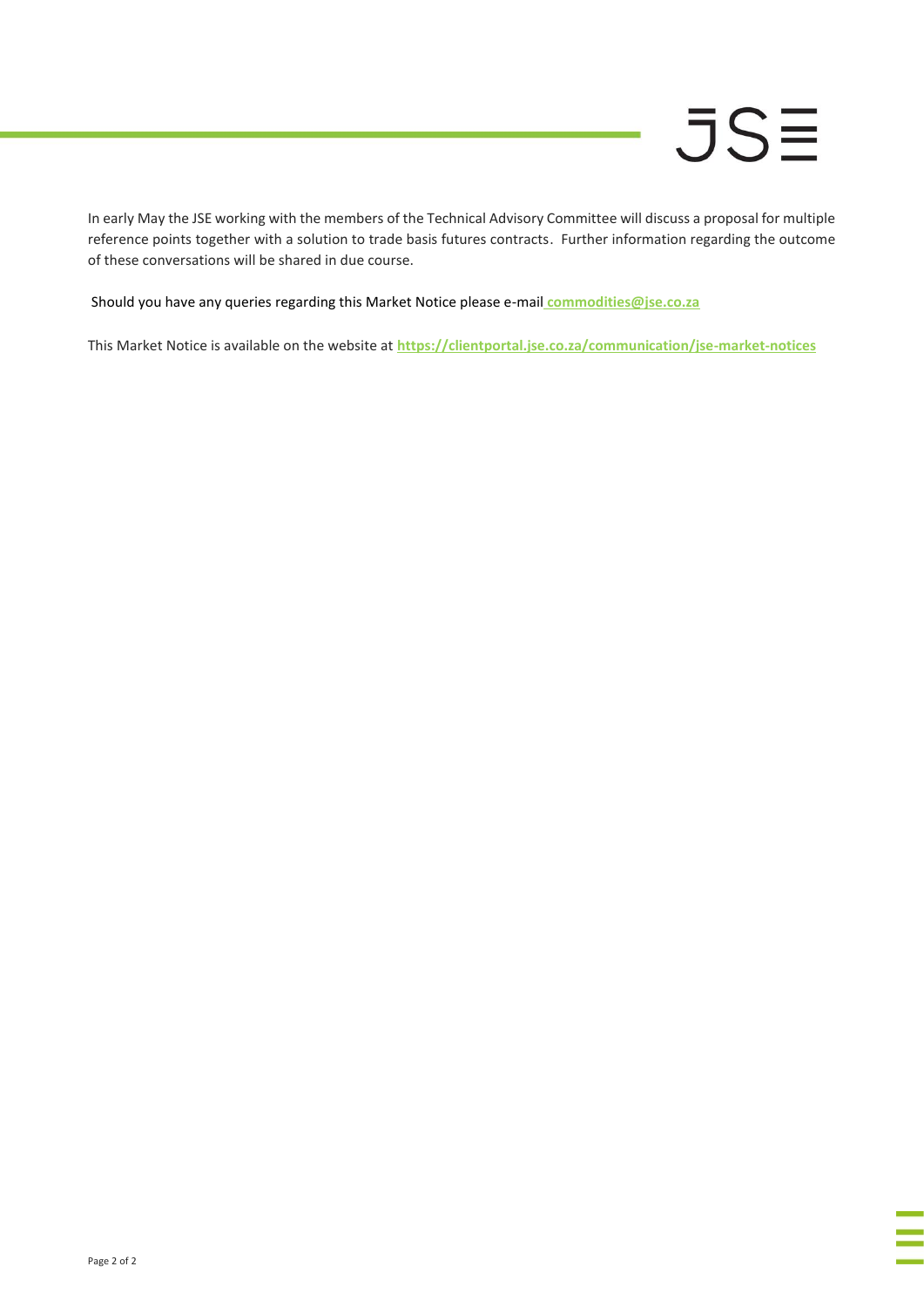In early May the JSE working with the members of the Technical Advisory Committee will discuss a proposal for multiple reference points together with a solution to trade basis futures contracts. Further information regarding the outcome of these conversations will be shared in due course.

Should you have any queries regarding this Market Notice please e-mail **commodities@jse.co.za**

This Market Notice is available on the website at **https://clientportal.jse.co.za/communication/jse-market-notices**